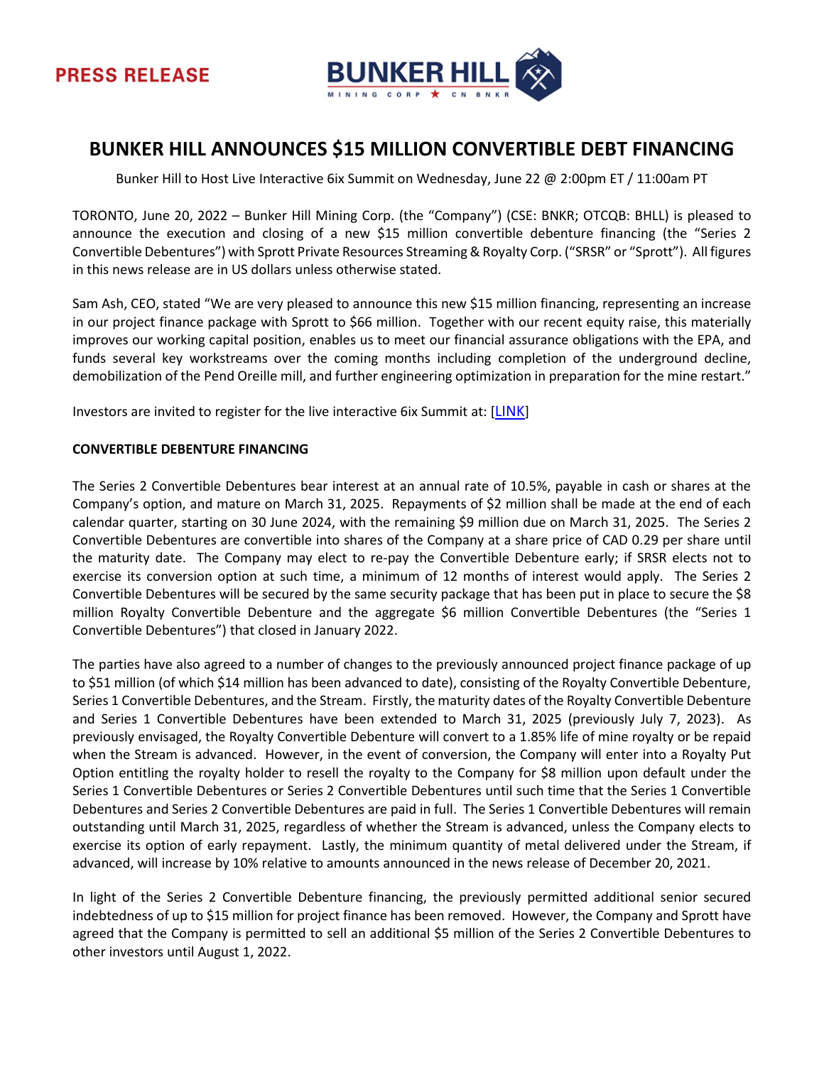PRESS RELEASE

BUNKER HILL MINING CORP ★ CN BNKR

# BUNKER HILL ANNOUNCES $15 MILLION CONVERTIBLE DEBT FINANCING

Bunker Hill to Host Live Interactive 6ix Summit on Wednesday, June 22 @ 2:00pm ET / 11:00am PT

TORONTO, June 20, 2022 – Bunker Hill Mining Corp. (the "Company") (CSE: BNKR; OTCQB: BHLL) is pleased to announce the execution and closing of a new $15 million convertible debenture financing (the "Series 2 Convertible Debentures") with Sprott Private Resources Streaming & Royalty Corp. ("SRSR" or "Sprott"). All figures in this news release are in US dollars unless otherwise stated.

Sam Ash, CEO, stated "We are very pleased to announce this new $15 million financing, representing an increase in our project finance package with Sprott to $66 million. Together with our recent equity raise, this materially improves our working capital position, enables us to meet our financial assurance obligations with the EPA, and funds several key workstreams over the coming months including completion of the underground decline, demobilization of the Pend Oreille mill, and further engineering optimization in preparation for the mine restart."

Investors are invited to register for the live interactive 6ix Summit at: [LINK]

**CONVERTIBLE DEBENTURE FINANCING**

The Series 2 Convertible Debentures bear interest at an annual rate of 10.5%, payable in cash or shares at the Company's option, and mature on March 31, 2025. Repayments of $2 million shall be made at the end of each calendar quarter, starting on 30 June 2024, with the remaining $9 million due on March 31, 2025. The Series 2 Convertible Debentures are convertible into shares of the Company at a share price of CAD 0.29 per share until the maturity date. The Company may elect to re-pay the Convertible Debenture early; if SRSR elects not to exercise its conversion option at such time, a minimum of 12 months of interest would apply. The Series 2 Convertible Debentures will be secured by the same security package that has been put in place to secure the $8 million Royalty Convertible Debenture and the aggregate $6 million Convertible Debentures (the "Series 1 Convertible Debentures") that closed in January 2022.

The parties have also agreed to a number of changes to the previously announced project finance package of up to $51 million (of which $14 million has been advanced to date), consisting of the Royalty Convertible Debenture, Series 1 Convertible Debentures, and the Stream. Firstly, the maturity dates of the Royalty Convertible Debenture and Series 1 Convertible Debentures have been extended to March 31, 2025 (previously July 7, 2023). As previously envisaged, the Royalty Convertible Debenture will convert to a 1.85% life of mine royalty or be repaid when the Stream is advanced. However, in the event of conversion, the Company will enter into a Royalty Put Option entitling the royalty holder to resell the royalty to the Company for $8 million upon default under the Series 1 Convertible Debentures or Series 2 Convertible Debentures until such time that the Series 1 Convertible Debentures and Series 2 Convertible Debentures are paid in full. The Series 1 Convertible Debentures will remain outstanding until March 31, 2025, regardless of whether the Stream is advanced, unless the Company elects to exercise its option of early repayment. Lastly, the minimum quantity of metal delivered under the Stream, if advanced, will increase by 10% relative to amounts announced in the news release of December 20, 2021.

In light of the Series 2 Convertible Debenture financing, the previously permitted additional senior secured indebtedness of up to $15 million for project finance has been removed. However, the Company and Sprott have agreed that the Company is permitted to sell an additional $5 million of the Series 2 Convertible Debentures to other investors until August 1, 2022.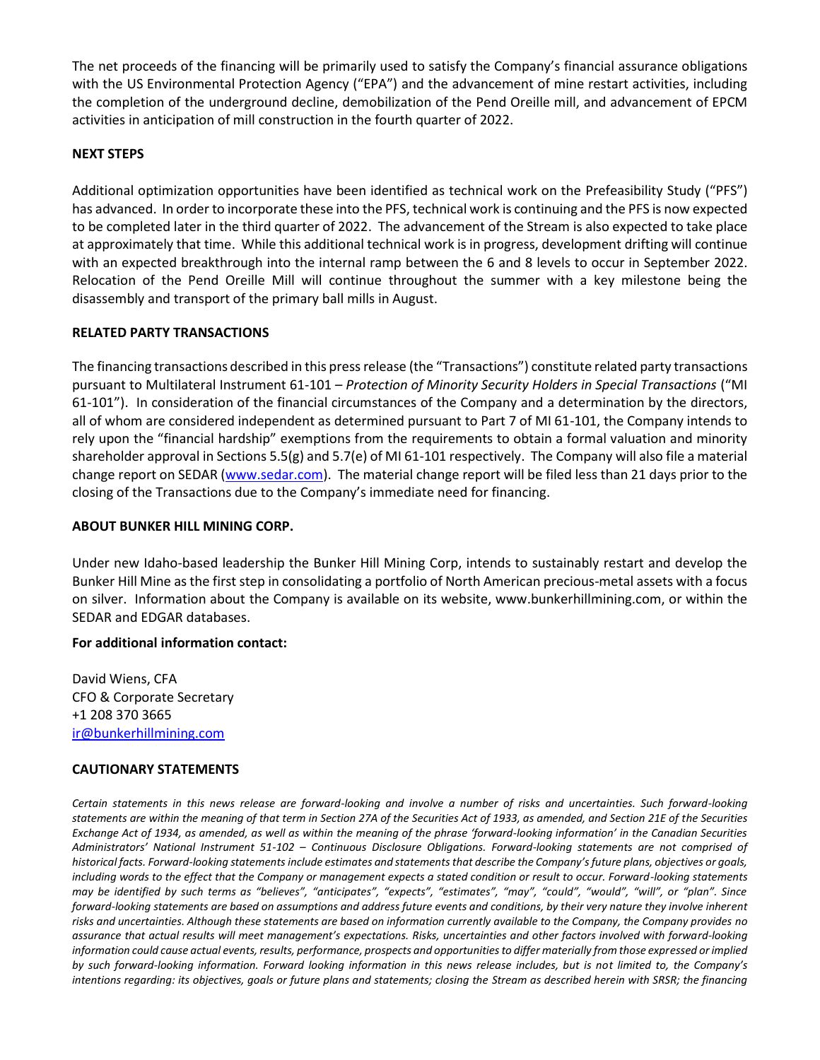The net proceeds of the financing will be primarily used to satisfy the Company's financial assurance obligations with the US Environmental Protection Agency ("EPA") and the advancement of mine restart activities, including the completion of the underground decline, demobilization of the Pend Oreille mill, and advancement of EPCM activities in anticipation of mill construction in the fourth quarter of 2022.

## NEXT STEPS

Additional optimization opportunities have been identified as technical work on the Prefeasibility Study ("PFS") has advanced. In order to incorporate these into the PFS, technical work is continuing and the PFS is now expected to be completed later in the third quarter of 2022. The advancement of the Stream is also expected to take place at approximately that time. While this additional technical work is in progress, development drifting will continue with an expected breakthrough into the internal ramp between the 6 and 8 levels to occur in September 2022. Relocation of the Pend Oreille Mill will continue throughout the summer with a key milestone being the disassembly and transport of the primary ball mills in August.

## RELATED PARTY TRANSACTIONS

The financing transactions described in this press release (the "Transactions") constitute related party transactions pursuant to Multilateral Instrument 61-101 – *Protection of Minority Security Holders in Special Transactions* ("MI 61-101"). In consideration of the financial circumstances of the Company and a determination by the directors, all of whom are considered independent as determined pursuant to Part 7 of MI 61-101, the Company intends to rely upon the "financial hardship" exemptions from the requirements to obtain a formal valuation and minority shareholder approval in Sections 5.5(g) and 5.7(e) of MI 61-101 respectively. The Company will also file a material change report on SEDAR (www.sedar.com). The material change report will be filed less than 21 days prior to the closing of the Transactions due to the Company's immediate need for financing.

## ABOUT BUNKER HILL MINING CORP.

Under new Idaho-based leadership the Bunker Hill Mining Corp, intends to sustainably restart and develop the Bunker Hill Mine as the first step in consolidating a portfolio of North American precious-metal assets with a focus on silver. Information about the Company is available on its website, www.bunkerhillmining.com, or within the SEDAR and EDGAR databases.

**For additional information contact:**

David Wiens, CFA
CFO & Corporate Secretary
+1 208 370 3665
ir@bunkerhillmining.com

## CAUTIONARY STATEMENTS

*Certain statements in this news release are forward-looking and involve a number of risks and uncertainties. Such forward-looking statements are within the meaning of that term in Section 27A of the Securities Act of 1933, as amended, and Section 21E of the Securities Exchange Act of 1934, as amended, as well as within the meaning of the phrase 'forward-looking information' in the Canadian Securities Administrators' National Instrument 51-102 – Continuous Disclosure Obligations. Forward-looking statements are not comprised of historical facts. Forward-looking statements include estimates and statements that describe the Company's future plans, objectives or goals, including words to the effect that the Company or management expects a stated condition or result to occur. Forward-looking statements may be identified by such terms as "believes", "anticipates", "expects", "estimates", "may", "could", "would", "will", or "plan". Since forward-looking statements are based on assumptions and address future events and conditions, by their very nature they involve inherent risks and uncertainties. Although these statements are based on information currently available to the Company, the Company provides no assurance that actual results will meet management's expectations. Risks, uncertainties and other factors involved with forward-looking information could cause actual events, results, performance, prospects and opportunities to differ materially from those expressed or implied by such forward-looking information. Forward looking information in this news release includes, but is not limited to, the Company's intentions regarding: its objectives, goals or future plans and statements; closing the Stream as described herein with SRSR; the financing*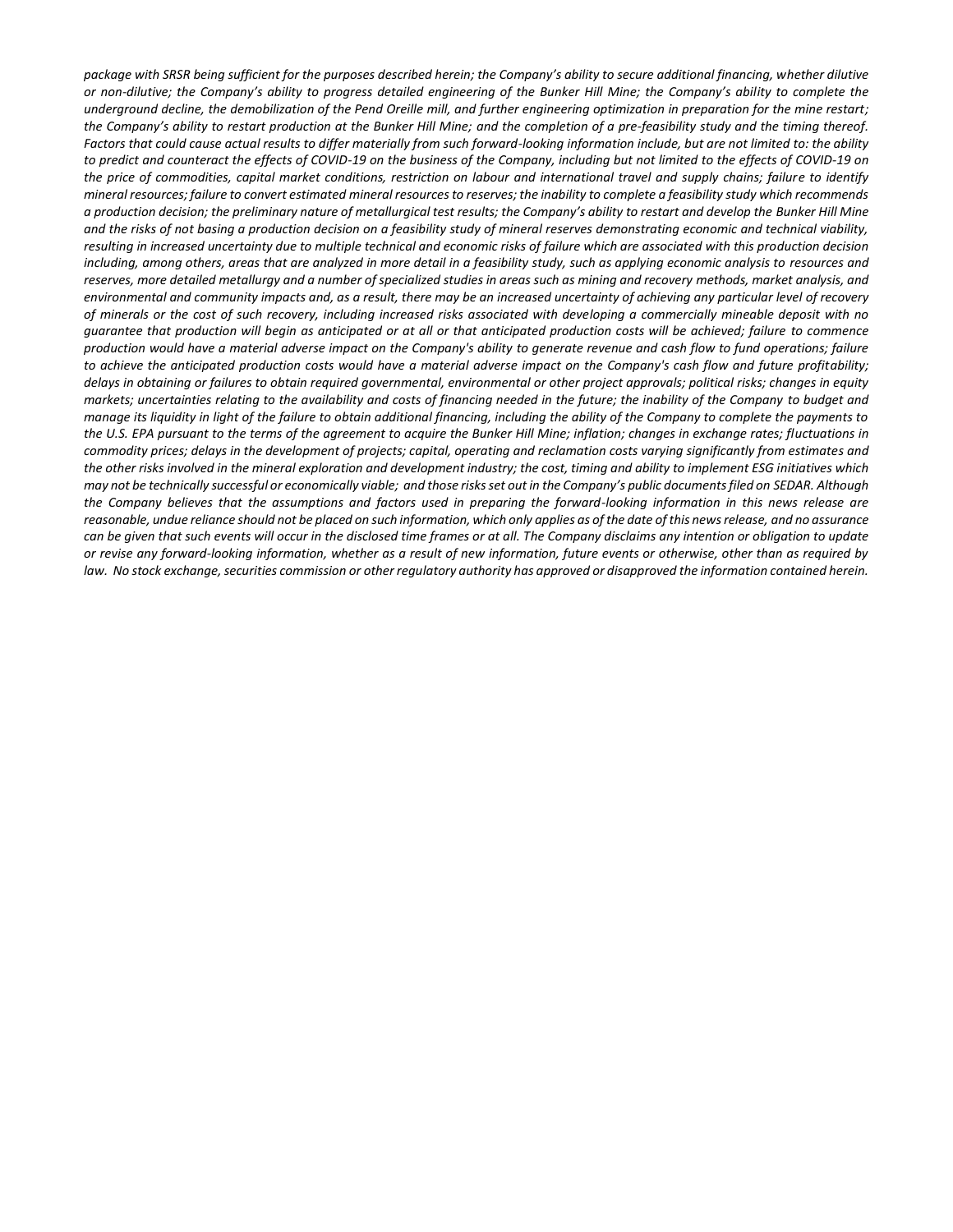*package with SRSR being sufficient for the purposes described herein; the Company's ability to secure additional financing, whether dilutive or non-dilutive; the Company's ability to progress detailed engineering of the Bunker Hill Mine; the Company's ability to complete the underground decline, the demobilization of the Pend Oreille mill, and further engineering optimization in preparation for the mine restart; the Company's ability to restart production at the Bunker Hill Mine; and the completion of a pre-feasibility study and the timing thereof. Factors that could cause actual results to differ materially from such forward-looking information include, but are not limited to: the ability to predict and counteract the effects of COVID-19 on the business of the Company, including but not limited to the effects of COVID-19 on the price of commodities, capital market conditions, restriction on labour and international travel and supply chains; failure to identify mineral resources; failure to convert estimated mineral resources to reserves; the inability to complete a feasibility study which recommends a production decision; the preliminary nature of metallurgical test results; the Company's ability to restart and develop the Bunker Hill Mine and the risks of not basing a production decision on a feasibility study of mineral reserves demonstrating economic and technical viability, resulting in increased uncertainty due to multiple technical and economic risks of failure which are associated with this production decision including, among others, areas that are analyzed in more detail in a feasibility study, such as applying economic analysis to resources and reserves, more detailed metallurgy and a number of specialized studies in areas such as mining and recovery methods, market analysis, and environmental and community impacts and, as a result, there may be an increased uncertainty of achieving any particular level of recovery of minerals or the cost of such recovery, including increased risks associated with developing a commercially mineable deposit with no guarantee that production will begin as anticipated or at all or that anticipated production costs will be achieved; failure to commence production would have a material adverse impact on the Company's ability to generate revenue and cash flow to fund operations; failure to achieve the anticipated production costs would have a material adverse impact on the Company's cash flow and future profitability; delays in obtaining or failures to obtain required governmental, environmental or other project approvals; political risks; changes in equity markets; uncertainties relating to the availability and costs of financing needed in the future; the inability of the Company to budget and manage its liquidity in light of the failure to obtain additional financing, including the ability of the Company to complete the payments to the U.S. EPA pursuant to the terms of the agreement to acquire the Bunker Hill Mine; inflation; changes in exchange rates; fluctuations in commodity prices; delays in the development of projects; capital, operating and reclamation costs varying significantly from estimates and the other risks involved in the mineral exploration and development industry; the cost, timing and ability to implement ESG initiatives which may not be technically successful or economically viable; and those risks set out in the Company's public documents filed on SEDAR. Although the Company believes that the assumptions and factors used in preparing the forward-looking information in this news release are reasonable, undue reliance should not be placed on such information, which only applies as of the date of this news release, and no assurance can be given that such events will occur in the disclosed time frames or at all. The Company disclaims any intention or obligation to update or revise any forward-looking information, whether as a result of new information, future events or otherwise, other than as required by law. No stock exchange, securities commission or other regulatory authority has approved or disapproved the information contained herein.*